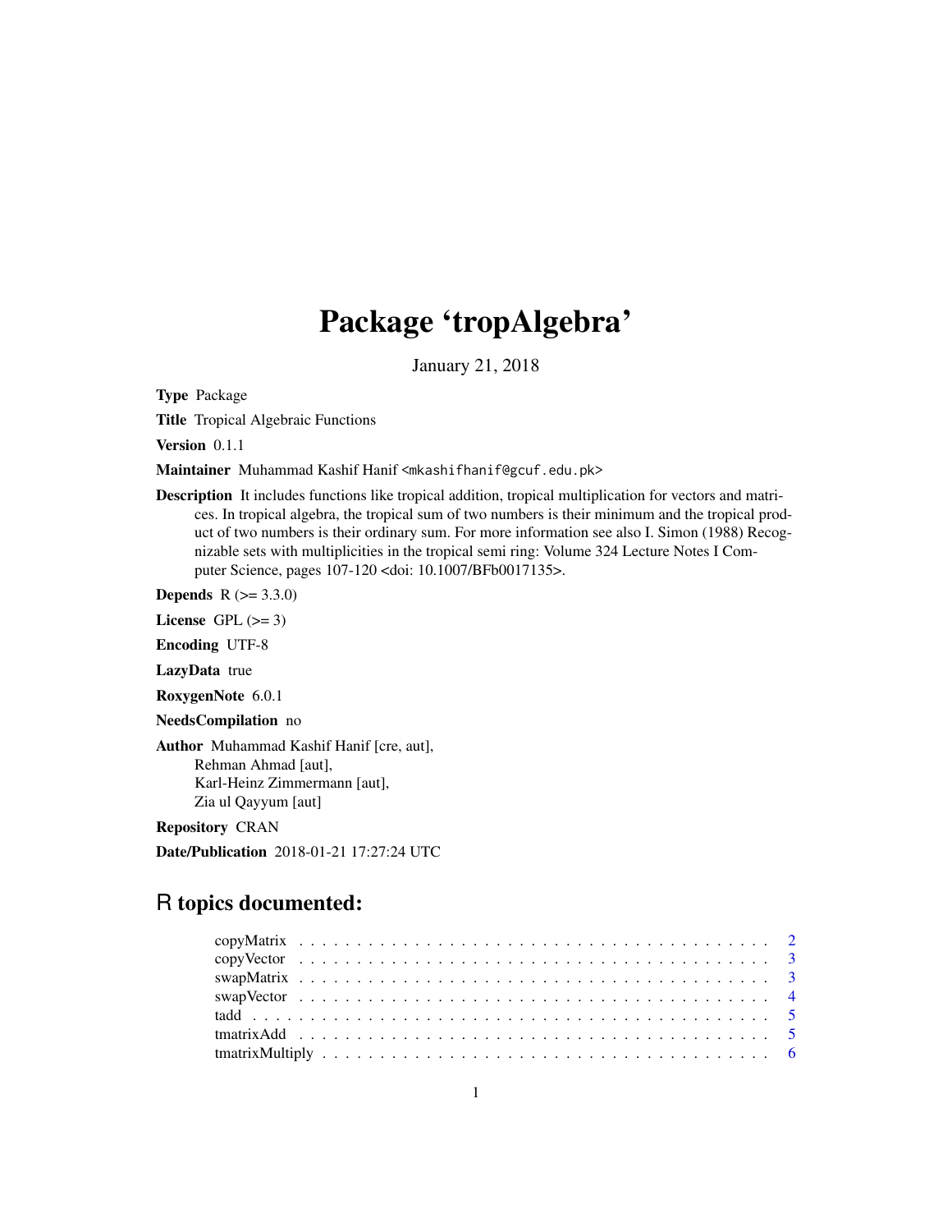# Package 'tropAlgebra'

January 21, 2018

**Type** Package

**Title** Tropical Algebraic Functions

**Version** 0.1.1

**Maintainer** Muhammad Kashif Hanif <mkashifhanif@gcuf.edu.pk>

**Description** It includes functions like tropical addition, tropical multiplication for vectors and matrices. In tropical algebra, the tropical sum of two numbers is their minimum and the tropical product of two numbers is their ordinary sum. For more information see also I. Simon (1988) Recognizable sets with multiplicities in the tropical semi ring: Volume 324 Lecture Notes I Computer Science, pages 107-120 <doi: 10.1007/BFb0017135>.

**Depends** R (>= 3.3.0)

**License** GPL (>= 3)

**Encoding** UTF-8

**LazyData** true

**RoxygenNote** 6.0.1

**NeedsCompilation** no

**Author** Muhammad Kashif Hanif [cre, aut],
Rehman Ahmad [aut],
Karl-Heinz Zimmermann [aut],
Zia ul Qayyum [aut]

**Repository** CRAN

**Date/Publication** 2018-01-21 17:27:24 UTC

## R topics documented:

| | |
|---|---|
| copyMatrix | 2 |
| copyVector | 3 |
| swapMatrix | 3 |
| swapVector | 4 |
| tadd | 5 |
| tmatrixAdd | 5 |
| tmatrixMultiply | 6 |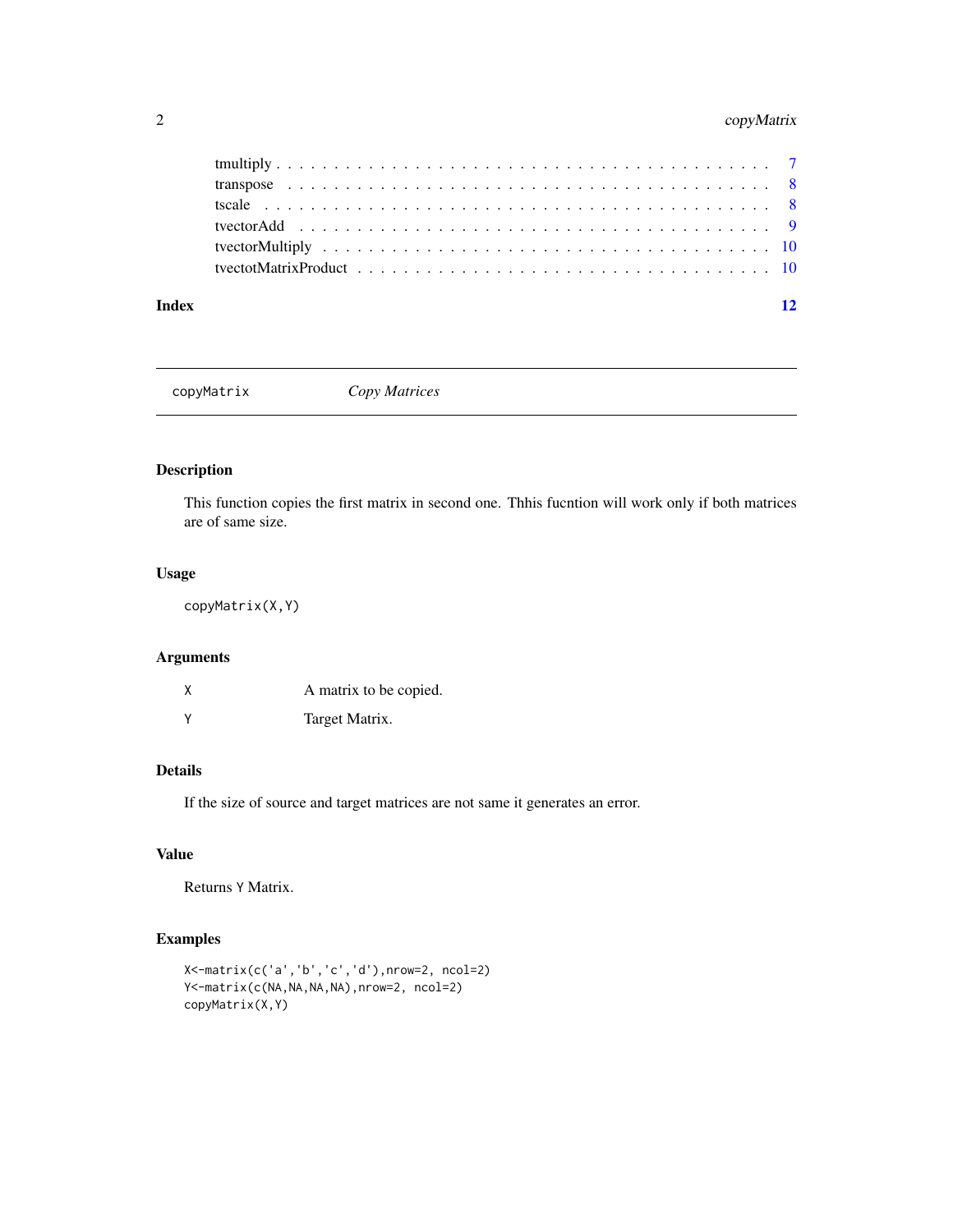| | |
|---|---|
| tmultiply | 7 |
| transpose | 8 |
| tscale | 8 |
| tvectorAdd | 9 |
| tvectorMultiply | 10 |
| tvectotMatrixProduct | 10 |

**Index** **12**

---

## copyMatrix — *Copy Matrices*

---

### Description

This function copies the first matrix in second one. Thhis fucntion will work only if both matrices are of same size.

### Usage

```
copyMatrix(X,Y)
```

### Arguments

| | |
|---|---|
| X | A matrix to be copied. |
| Y | Target Matrix. |

### Details

If the size of source and target matrices are not same it generates an error.

### Value

Returns Y Matrix.

### Examples

```
X<-matrix(c('a','b','c','d'),nrow=2, ncol=2)
Y<-matrix(c(NA,NA,NA,NA),nrow=2, ncol=2)
copyMatrix(X,Y)
```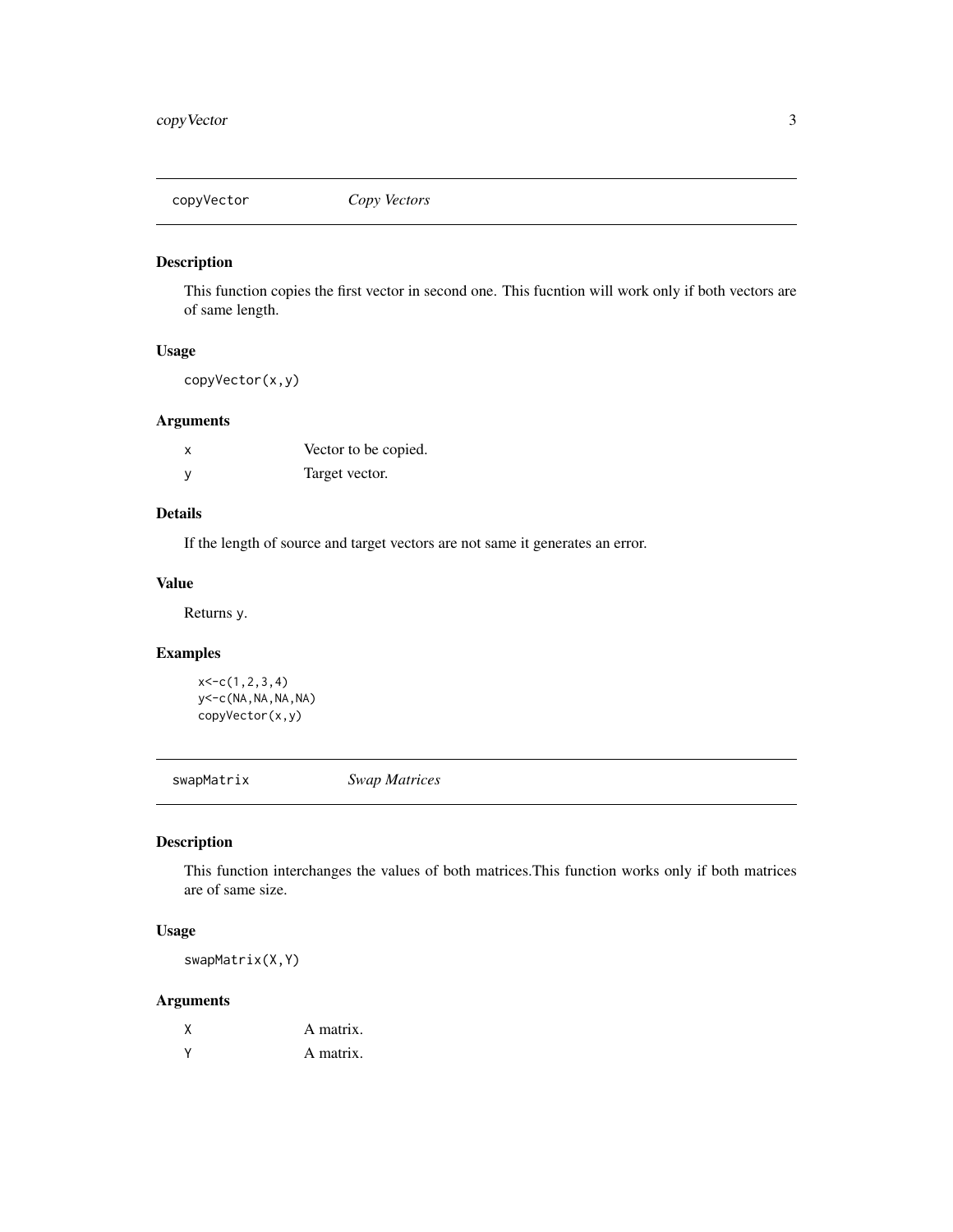## copyVector — *Copy Vectors*

### Description

This function copies the first vector in second one. This fucntion will work only if both vectors are of same length.

### Usage

```
copyVector(x,y)
```

### Arguments

| | |
|---|---|
| x | Vector to be copied. |
| y | Target vector. |

### Details

If the length of source and target vectors are not same it generates an error.

### Value

Returns y.

### Examples

```
x<-c(1,2,3,4)
y<-c(NA,NA,NA,NA)
copyVector(x,y)
```

## swapMatrix — *Swap Matrices*

### Description

This function interchanges the values of both matrices.This function works only if both matrices are of same size.

### Usage

```
swapMatrix(X,Y)
```

### Arguments

| | |
|---|---|
| X | A matrix. |
| Y | A matrix. |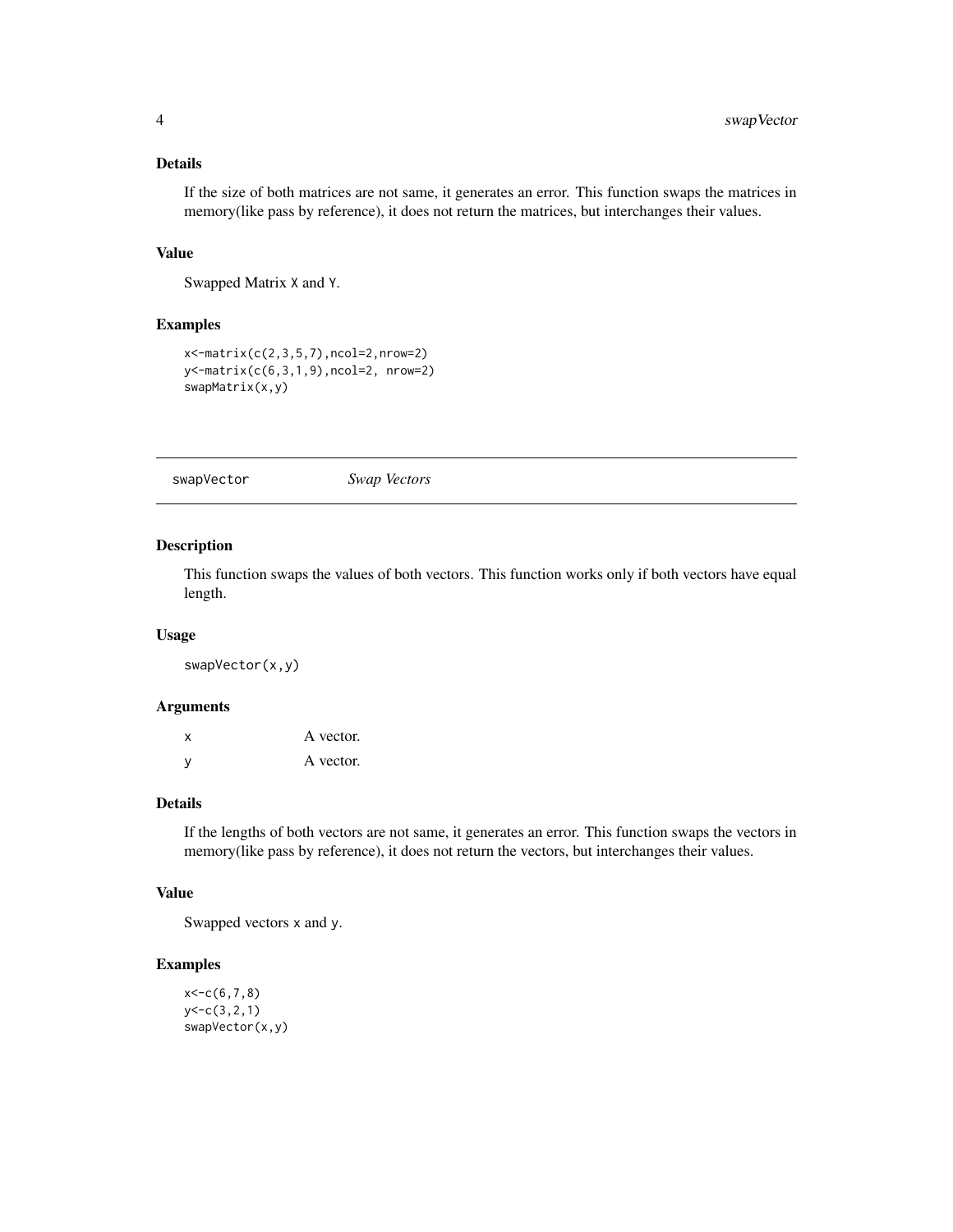### Details

If the size of both matrices are not same, it generates an error. This function swaps the matrices in memory(like pass by reference), it does not return the matrices, but interchanges their values.

### Value

Swapped Matrix `X` and `Y`.

### Examples

```
x<-matrix(c(2,3,5,7),ncol=2,nrow=2)
y<-matrix(c(6,3,1,9),ncol=2, nrow=2)
swapMatrix(x,y)
```

---

## swapVector &nbsp;&nbsp;&nbsp;&nbsp; *Swap Vectors*

---

### Description

This function swaps the values of both vectors. This function works only if both vectors have equal length.

### Usage

```
swapVector(x,y)
```

### Arguments

| | |
|---|---|
| `x` | A vector. |
| `y` | A vector. |

### Details

If the lengths of both vectors are not same, it generates an error. This function swaps the vectors in memory(like pass by reference), it does not return the vectors, but interchanges their values.

### Value

Swapped vectors `x` and `y`.

### Examples

```
x<-c(6,7,8)
y<-c(3,2,1)
swapVector(x,y)
```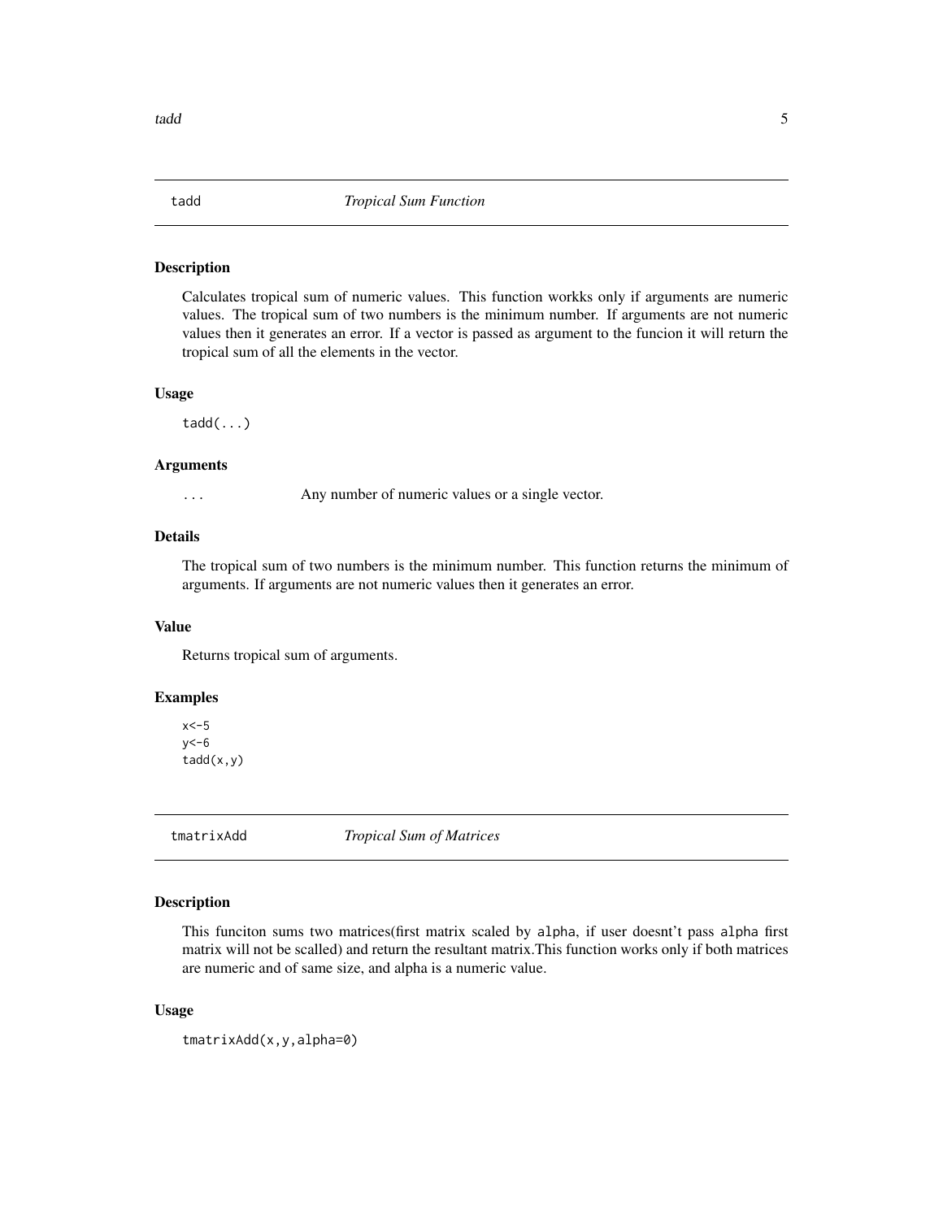## tadd — *Tropical Sum Function*

### Description

Calculates tropical sum of numeric values. This function workks only if arguments are numeric values. The tropical sum of two numbers is the minimum number. If arguments are not numeric values then it generates an error. If a vector is passed as argument to the funcion it will return the tropical sum of all the elements in the vector.

### Usage

```
tadd(...)
```

### Arguments

| | |
|---|---|
| `...` | Any number of numeric values or a single vector. |

### Details

The tropical sum of two numbers is the minimum number. This function returns the minimum of arguments. If arguments are not numeric values then it generates an error.

### Value

Returns tropical sum of arguments.

### Examples

```
x<-5
y<-6
tadd(x,y)
```

## tmatrixAdd — *Tropical Sum of Matrices*

### Description

This funciton sums two matrices(first matrix scaled by `alpha`, if user doesnt't pass `alpha` first matrix will not be scalled) and return the resultant matrix.This function works only if both matrices are numeric and of same size, and alpha is a numeric value.

### Usage

```
tmatrixAdd(x,y,alpha=0)
```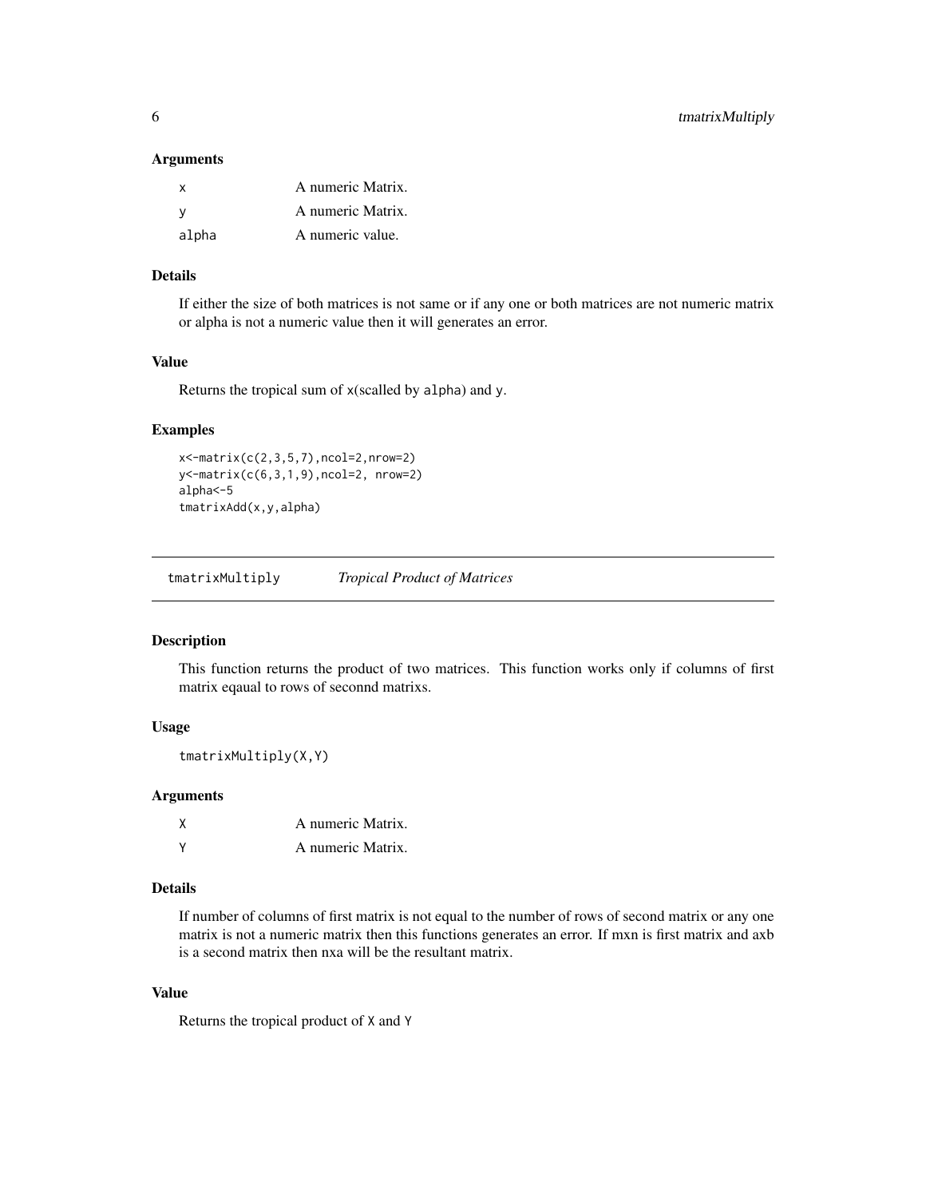### Arguments

| | |
|---|---|
| x | A numeric Matrix. |
| y | A numeric Matrix. |
| alpha | A numeric value. |

### Details

If either the size of both matrices is not same or if any one or both matrices are not numeric matrix or alpha is not a numeric value then it will generates an error.

### Value

Returns the tropical sum of `x`(scalled by `alpha`) and `y`.

### Examples

```
x<-matrix(c(2,3,5,7),ncol=2,nrow=2)
y<-matrix(c(6,3,1,9),ncol=2, nrow=2)
alpha<-5
tmatrixAdd(x,y,alpha)
```

---

## tmatrixMultiply *Tropical Product of Matrices*

---

### Description

This function returns the product of two matrices. This function works only if columns of first matrix eqaual to rows of seconnd matrixs.

### Usage

```
tmatrixMultiply(X,Y)
```

### Arguments

| | |
|---|---|
| X | A numeric Matrix. |
| Y | A numeric Matrix. |

### Details

If number of columns of first matrix is not equal to the number of rows of second matrix or any one matrix is not a numeric matrix then this functions generates an error. If mxn is first matrix and axb is a second matrix then nxa will be the resultant matrix.

### Value

Returns the tropical product of `X` and `Y`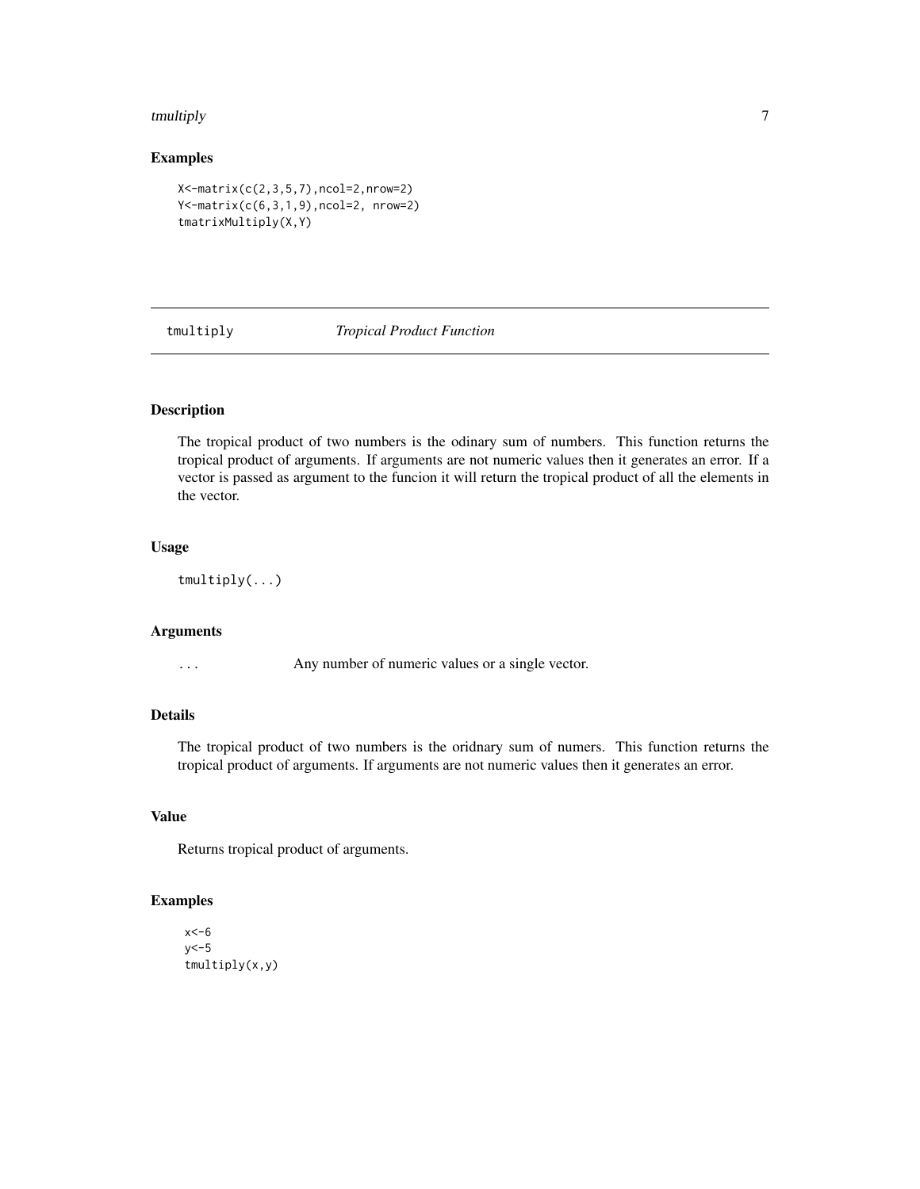## Examples

```
X<-matrix(c(2,3,5,7),ncol=2,nrow=2)
Y<-matrix(c(6,3,1,9),ncol=2, nrow=2)
tmatrixMultiply(X,Y)
```

---

## tmultiply *Tropical Product Function*

---

### Description

The tropical product of two numbers is the odinary sum of numbers. This function returns the tropical product of arguments. If arguments are not numeric values then it generates an error. If a vector is passed as argument to the funcion it will return the tropical product of all the elements in the vector.

### Usage

```
tmultiply(...)
```

### Arguments

| | |
|---|---|
| ... | Any number of numeric values or a single vector. |

### Details

The tropical product of two numbers is the oridnary sum of numers. This function returns the tropical product of arguments. If arguments are not numeric values then it generates an error.

### Value

Returns tropical product of arguments.

### Examples

```
x<-6
y<-5
tmultiply(x,y)
```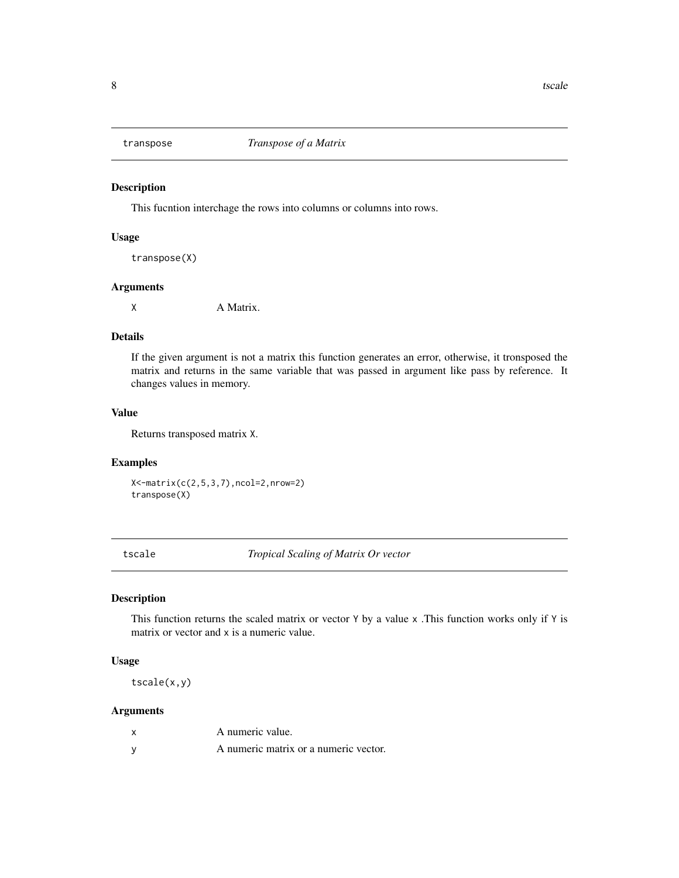## transpose *Transpose of a Matrix*

### Description

This fucntion interchage the rows into columns or columns into rows.

### Usage

```
transpose(X)
```

### Arguments

| | |
|---|---|
| X | A Matrix. |

### Details

If the given argument is not a matrix this function generates an error, otherwise, it tronsposed the matrix and returns in the same variable that was passed in argument like pass by reference. It changes values in memory.

### Value

Returns transposed matrix X.

### Examples

```
X<-matrix(c(2,5,3,7),ncol=2,nrow=2)
transpose(X)
```

## tscale *Tropical Scaling of Matrix Or vector*

### Description

This function returns the scaled matrix or vector Y by a value x .This function works only if Y is matrix or vector and x is a numeric value.

### Usage

```
tscale(x,y)
```

### Arguments

| | |
|---|---|
| x | A numeric value. |
| y | A numeric matrix or a numeric vector. |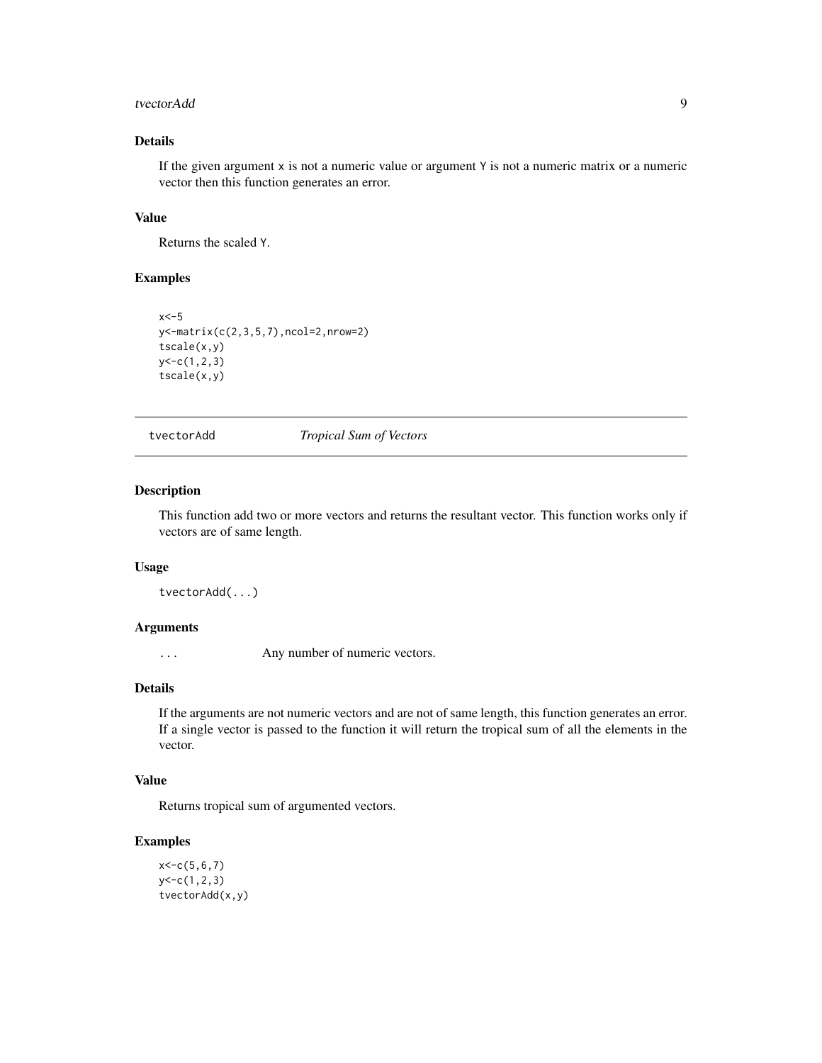### Details

If the given argument x is not a numeric value or argument Y is not a numeric matrix or a numeric vector then this function generates an error.

### Value

Returns the scaled Y.

### Examples

```
x<-5
y<-matrix(c(2,3,5,7),ncol=2,nrow=2)
tscale(x,y)
y<-c(1,2,3)
tscale(x,y)
```

## tvectorAdd *Tropical Sum of Vectors*

### Description

This function add two or more vectors and returns the resultant vector. This function works only if vectors are of same length.

### Usage

```
tvectorAdd(...)
```

### Arguments

`...` Any number of numeric vectors.

### Details

If the arguments are not numeric vectors and are not of same length, this function generates an error. If a single vector is passed to the function it will return the tropical sum of all the elements in the vector.

### Value

Returns tropical sum of argumented vectors.

### Examples

```
x<-c(5,6,7)
y<-c(1,2,3)
tvectorAdd(x,y)
```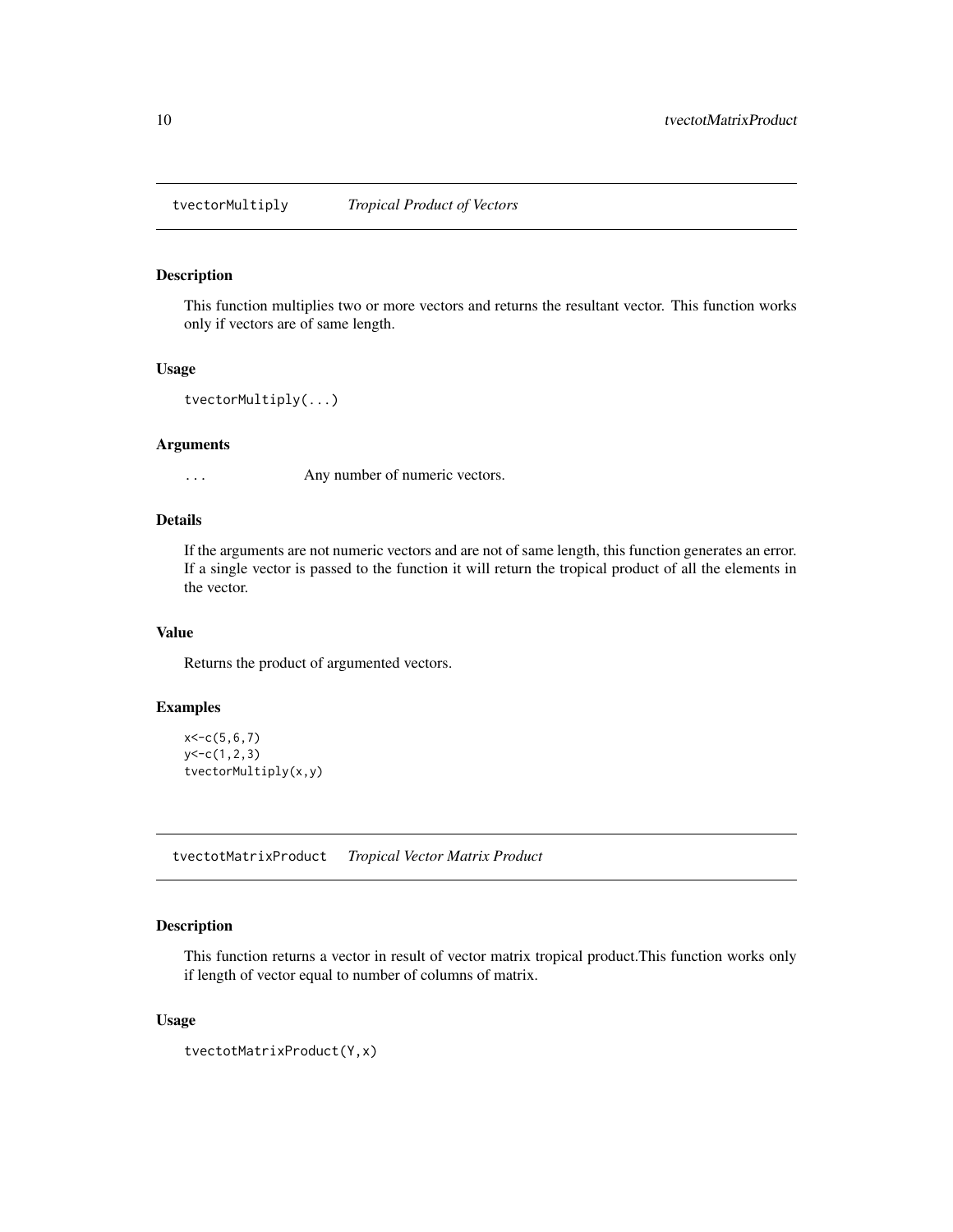## tvectorMultiply *Tropical Product of Vectors*

### Description

This function multiplies two or more vectors and returns the resultant vector. This function works only if vectors are of same length.

### Usage

```
tvectorMultiply(...)
```

### Arguments

`...` Any number of numeric vectors.

### Details

If the arguments are not numeric vectors and are not of same length, this function generates an error. If a single vector is passed to the function it will return the tropical product of all the elements in the vector.

### Value

Returns the product of argumented vectors.

### Examples

```
x<-c(5,6,7)
y<-c(1,2,3)
tvectorMultiply(x,y)
```

## tvectotMatrixProduct *Tropical Vector Matrix Product*

### Description

This function returns a vector in result of vector matrix tropical product.This function works only if length of vector equal to number of columns of matrix.

### Usage

```
tvectotMatrixProduct(Y,x)
```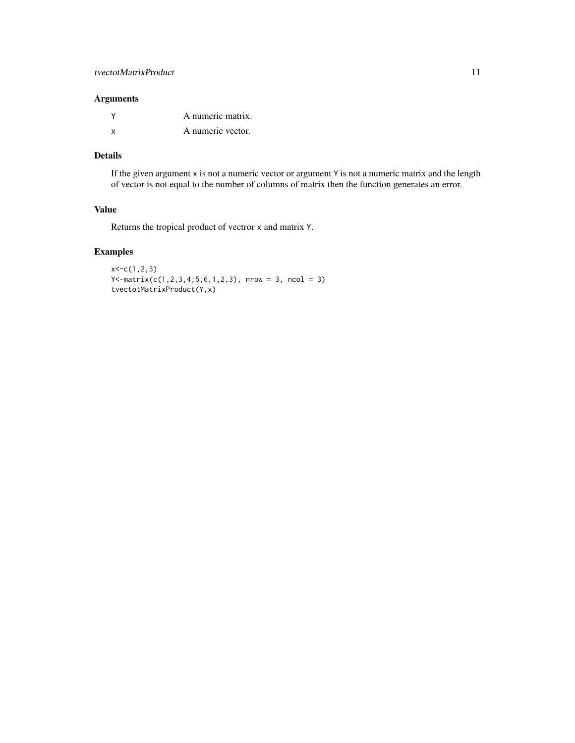### Arguments

| | |
|---|---|
| Y | A numeric matrix. |
| x | A numeric vector. |

### Details

If the given argument x is not a numeric vector or argument Y is not a numeric matrix and the length of vector is not equal to the number of columns of matrix then the function generates an error.

### Value

Returns the tropical product of vectror x and matrix Y.

### Examples

```
x<-c(1,2,3)
Y<-matrix(c(1,2,3,4,5,6,1,2,3), nrow = 3, ncol = 3)
tvectotMatrixProduct(Y,x)
```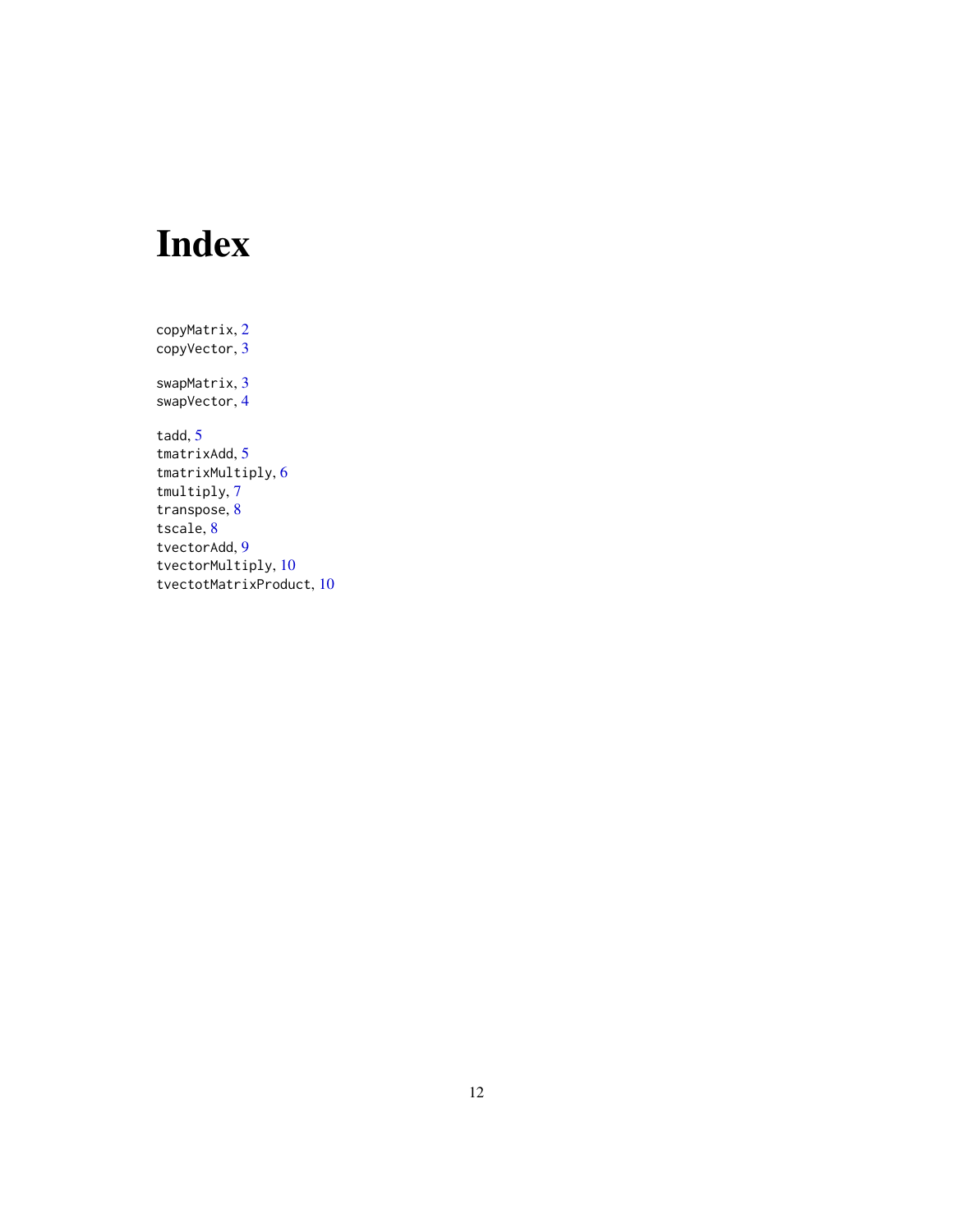# Index

copyMatrix, 2
copyVector, 3

swapMatrix, 3
swapVector, 4

tadd, 5
tmatrixAdd, 5
tmatrixMultiply, 6
tmultiply, 7
transpose, 8
tscale, 8
tvectorAdd, 9
tvectorMultiply, 10
tvectotMatrixProduct, 10